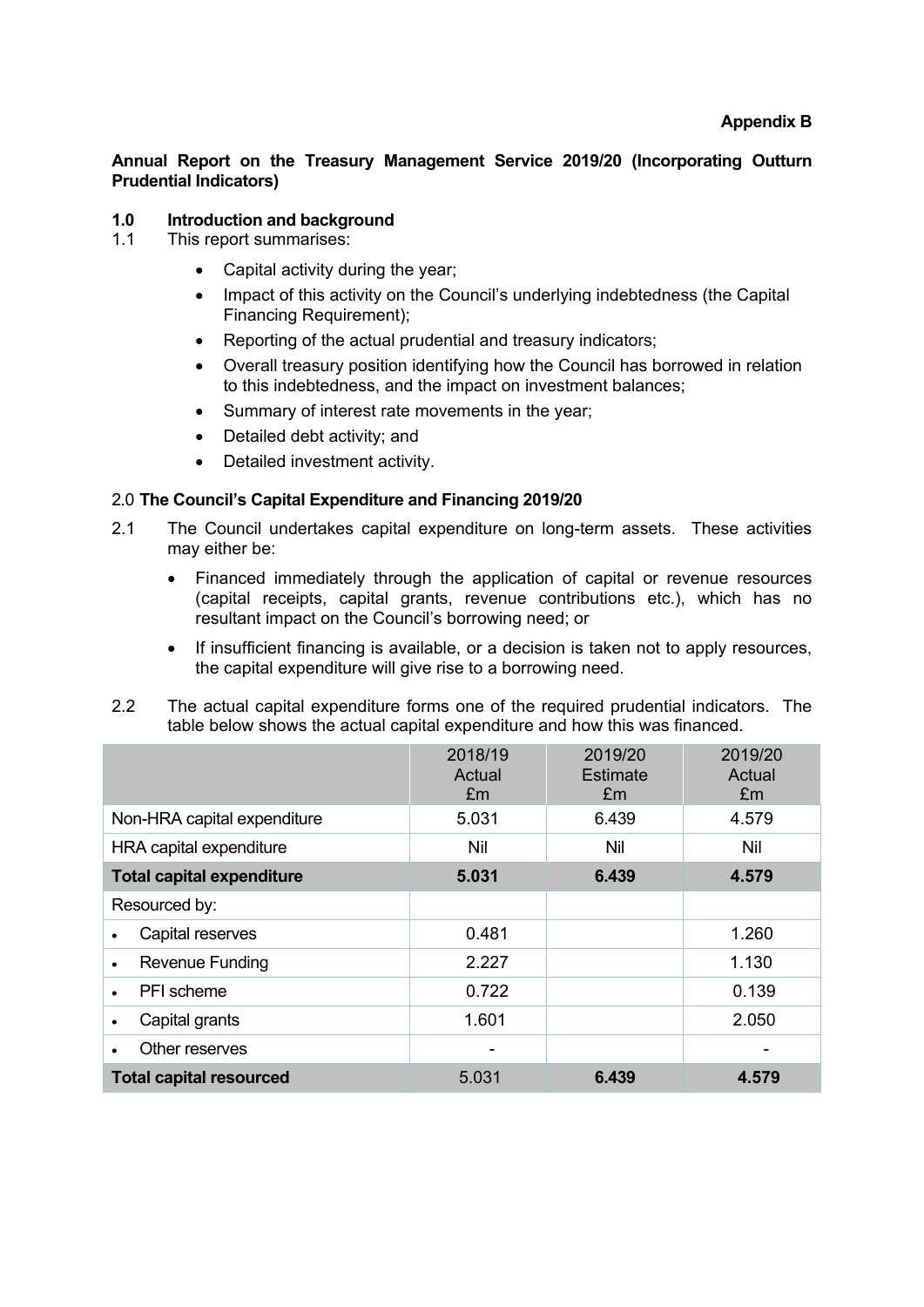**Appendix B**

**Annual Report on the Treasury Management Service 2019/20 (Incorporating Outturn Prudential Indicators)**

## 1.0 Introduction and background

1.1 This report summarises:

- Capital activity during the year;
- Impact of this activity on the Council's underlying indebtedness (the Capital Financing Requirement);
- Reporting of the actual prudential and treasury indicators;
- Overall treasury position identifying how the Council has borrowed in relation to this indebtedness, and the impact on investment balances;
- Summary of interest rate movements in the year;
- Detailed debt activity; and
- Detailed investment activity.

## 2.0 The Council's Capital Expenditure and Financing 2019/20

2.1 The Council undertakes capital expenditure on long-term assets. These activities may either be:

- Financed immediately through the application of capital or revenue resources (capital receipts, capital grants, revenue contributions etc.), which has no resultant impact on the Council's borrowing need; or
- If insufficient financing is available, or a decision is taken not to apply resources, the capital expenditure will give rise to a borrowing need.

2.2 The actual capital expenditure forms one of the required prudential indicators. The table below shows the actual capital expenditure and how this was financed.

| | 2018/19 Actual £m | 2019/20 Estimate £m | 2019/20 Actual £m |
|---|---|---|---|
| Non-HRA capital expenditure | 5.031 | 6.439 | 4.579 |
| HRA capital expenditure | Nil | Nil | Nil |
| **Total capital expenditure** | **5.031** | **6.439** | **4.579** |
| Resourced by: | | | |
| • Capital reserves | 0.481 | | 1.260 |
| • Revenue Funding | 2.227 | | 1.130 |
| • PFI scheme | 0.722 | | 0.139 |
| • Capital grants | 1.601 | | 2.050 |
| • Other reserves | - | | - |
| **Total capital resourced** | 5.031 | **6.439** | **4.579** |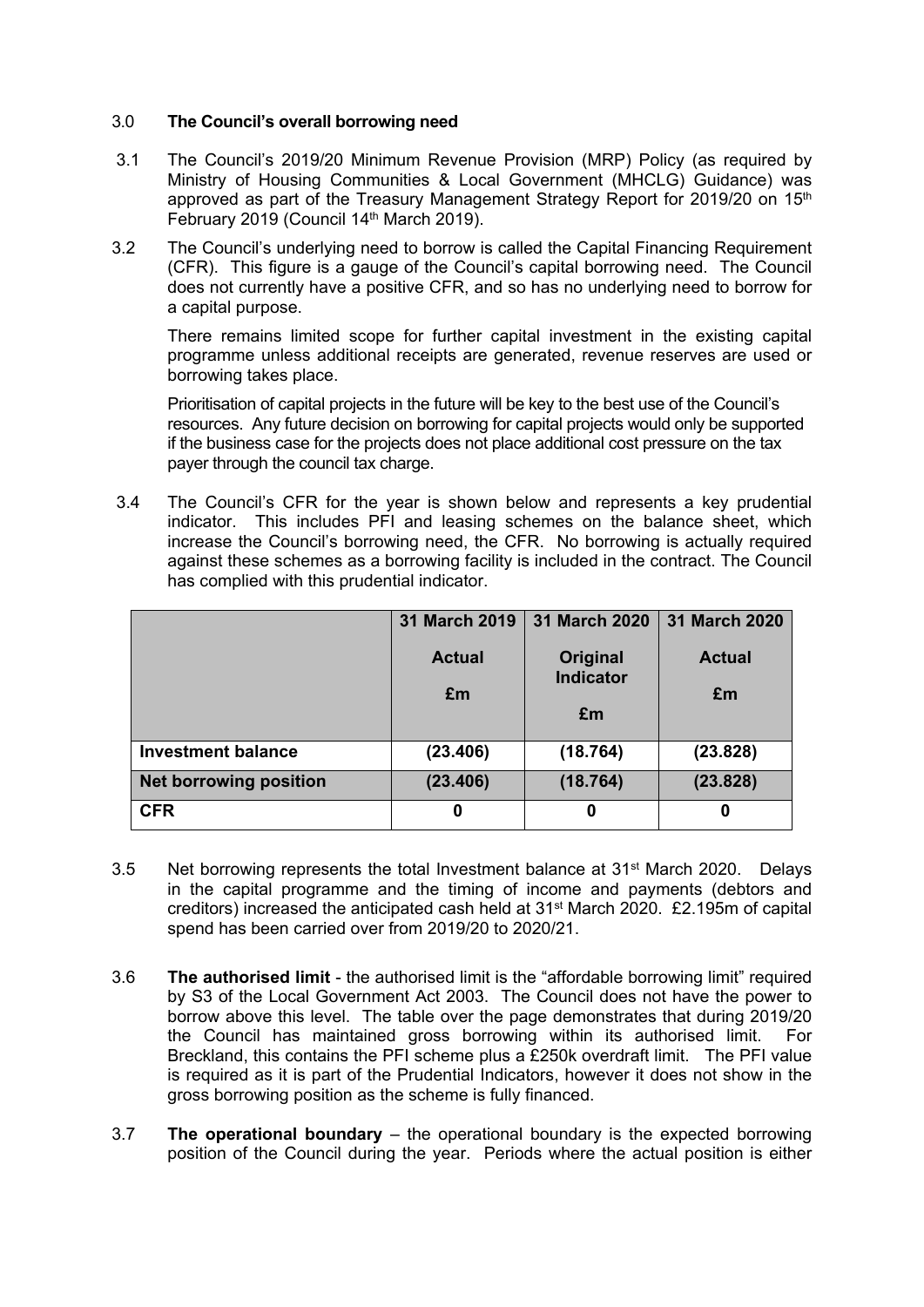## 3.0 The Council's overall borrowing need

3.1 The Council's 2019/20 Minimum Revenue Provision (MRP) Policy (as required by Ministry of Housing Communities & Local Government (MHCLG) Guidance) was approved as part of the Treasury Management Strategy Report for 2019/20 on 15th February 2019 (Council 14th March 2019).

3.2 The Council's underlying need to borrow is called the Capital Financing Requirement (CFR). This figure is a gauge of the Council's capital borrowing need. The Council does not currently have a positive CFR, and so has no underlying need to borrow for a capital purpose.

There remains limited scope for further capital investment in the existing capital programme unless additional receipts are generated, revenue reserves are used or borrowing takes place.

Prioritisation of capital projects in the future will be key to the best use of the Council's resources. Any future decision on borrowing for capital projects would only be supported if the business case for the projects does not place additional cost pressure on the tax payer through the council tax charge.

3.4 The Council's CFR for the year is shown below and represents a key prudential indicator. This includes PFI and leasing schemes on the balance sheet, which increase the Council's borrowing need, the CFR. No borrowing is actually required against these schemes as a borrowing facility is included in the contract. The Council has complied with this prudential indicator.

| | 31 March 2019 Actual £m | 31 March 2020 Original Indicator £m | 31 March 2020 Actual £m |
|---|---|---|---|
| **Investment balance** | **(23.406)** | **(18.764)** | **(23.828)** |
| **Net borrowing position** | **(23.406)** | **(18.764)** | **(23.828)** |
| **CFR** | **0** | **0** | **0** |

3.5 Net borrowing represents the total Investment balance at 31st March 2020. Delays in the capital programme and the timing of income and payments (debtors and creditors) increased the anticipated cash held at 31st March 2020. £2.195m of capital spend has been carried over from 2019/20 to 2020/21.

3.6 **The authorised limit** - the authorised limit is the "affordable borrowing limit" required by S3 of the Local Government Act 2003. The Council does not have the power to borrow above this level. The table over the page demonstrates that during 2019/20 the Council has maintained gross borrowing within its authorised limit. For Breckland, this contains the PFI scheme plus a £250k overdraft limit. The PFI value is required as it is part of the Prudential Indicators, however it does not show in the gross borrowing position as the scheme is fully financed.

3.7 **The operational boundary** – the operational boundary is the expected borrowing position of the Council during the year. Periods where the actual position is either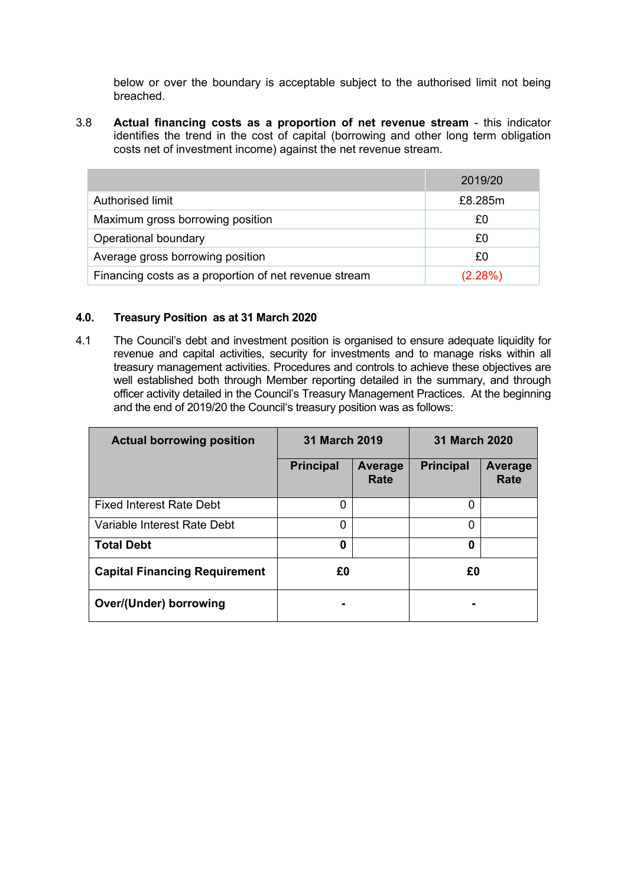below or over the boundary is acceptable subject to the authorised limit not being breached.

3.8 **Actual financing costs as a proportion of net revenue stream** - this indicator identifies the trend in the cost of capital (borrowing and other long term obligation costs net of investment income) against the net revenue stream.

| | 2019/20 |
|---|---|
| Authorised limit | £8.285m |
| Maximum gross borrowing position | £0 |
| Operational boundary | £0 |
| Average gross borrowing position | £0 |
| Financing costs as a proportion of net revenue stream | (2.28%) |

## 4.0. Treasury Position as at 31 March 2020

4.1 The Council's debt and investment position is organised to ensure adequate liquidity for revenue and capital activities, security for investments and to manage risks within all treasury management activities. Procedures and controls to achieve these objectives are well established both through Member reporting detailed in the summary, and through officer activity detailed in the Council's Treasury Management Practices. At the beginning and the end of 2019/20 the Council's treasury position was as follows:

| **Actual borrowing position** | **31 March 2019** | | **31 March 2020** | |
|---|---|---|---|---|
| | **Principal** | **Average Rate** | **Principal** | **Average Rate** |
| Fixed Interest Rate Debt | 0 | | 0 | |
| Variable Interest Rate Debt | 0 | | 0 | |
| **Total Debt** | **0** | | **0** | |
| **Capital Financing Requirement** | **£0** | | **£0** | |
| **Over/(Under) borrowing** | **-** | | **-** | |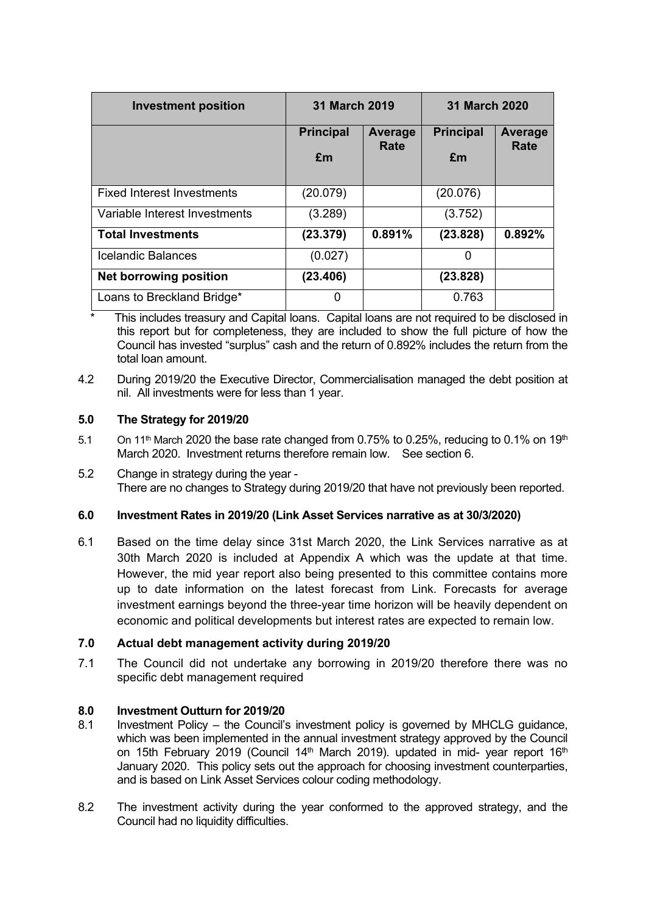| Investment position | 31 March 2019 | | 31 March 2020 | |
|---|---|---|---|---|
| | Principal £m | Average Rate | Principal £m | Average Rate |
| Fixed Interest Investments | (20.079) | | (20.076) | |
| Variable Interest Investments | (3.289) | | (3.752) | |
| **Total Investments** | **(23.379)** | **0.891%** | **(23.828)** | **0.892%** |
| Icelandic Balances | (0.027) | | 0 | |
| **Net borrowing position** | **(23.406)** | | **(23.828)** | |
| Loans to Breckland Bridge* | 0 | | 0.763 | |

\* This includes treasury and Capital loans. Capital loans are not required to be disclosed in this report but for completeness, they are included to show the full picture of how the Council has invested "surplus" cash and the return of 0.892% includes the return from the total loan amount.

4.2 During 2019/20 the Executive Director, Commercialisation managed the debt position at nil. All investments were for less than 1 year.

### 5.0 The Strategy for 2019/20

5.1 On 11th March 2020 the base rate changed from 0.75% to 0.25%, reducing to 0.1% on 19th March 2020. Investment returns therefore remain low. See section 6.

5.2 Change in strategy during the year -
There are no changes to Strategy during 2019/20 that have not previously been reported.

### 6.0 Investment Rates in 2019/20 (Link Asset Services narrative as at 30/3/2020)

6.1 Based on the time delay since 31st March 2020, the Link Services narrative as at 30th March 2020 is included at Appendix A which was the update at that time. However, the mid year report also being presented to this committee contains more up to date information on the latest forecast from Link. Forecasts for average investment earnings beyond the three-year time horizon will be heavily dependent on economic and political developments but interest rates are expected to remain low.

### 7.0 Actual debt management activity during 2019/20

7.1 The Council did not undertake any borrowing in 2019/20 therefore there was no specific debt management required

### 8.0 Investment Outturn for 2019/20

8.1 Investment Policy – the Council's investment policy is governed by MHCLG guidance, which was been implemented in the annual investment strategy approved by the Council on 15th February 2019 (Council 14th March 2019). updated in mid- year report 16th January 2020. This policy sets out the approach for choosing investment counterparties, and is based on Link Asset Services colour coding methodology.

8.2 The investment activity during the year conformed to the approved strategy, and the Council had no liquidity difficulties.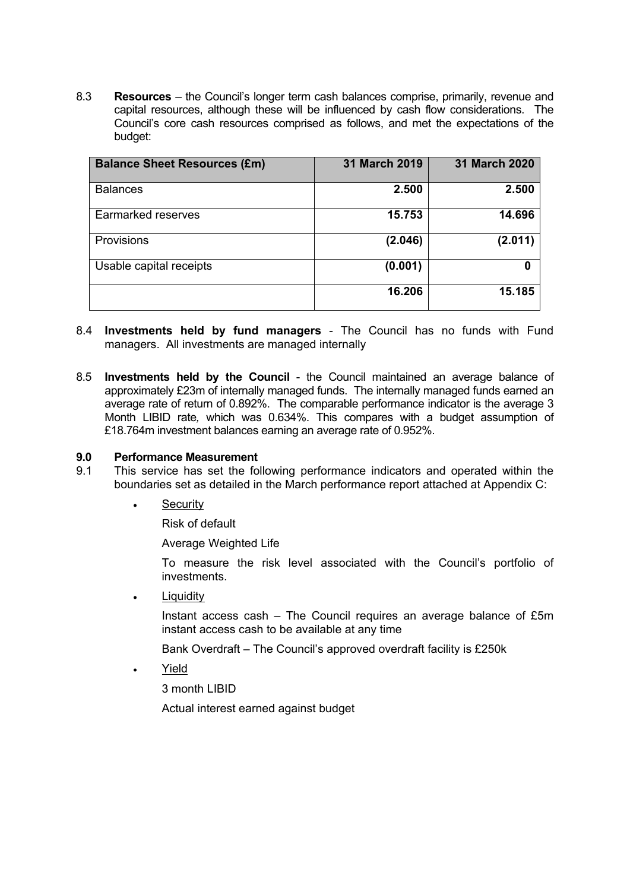8.3 **Resources** – the Council's longer term cash balances comprise, primarily, revenue and capital resources, although these will be influenced by cash flow considerations. The Council's core cash resources comprised as follows, and met the expectations of the budget:

| Balance Sheet Resources (£m) | 31 March 2019 | 31 March 2020 |
|---|---|---|
| Balances | **2.500** | **2.500** |
| Earmarked reserves | **15.753** | **14.696** |
| Provisions | **(2.046)** | **(2.011)** |
| Usable capital receipts | **(0.001)** | **0** |
| | **16.206** | **15.185** |

8.4 **Investments held by fund managers** - The Council has no funds with Fund managers. All investments are managed internally

8.5 **Investments held by the Council** - the Council maintained an average balance of approximately £23m of internally managed funds. The internally managed funds earned an average rate of return of 0.892%. The comparable performance indicator is the average 3 Month LIBID rate, which was 0.634%. This compares with a budget assumption of £18.764m investment balances earning an average rate of 0.952%.

## 9.0 Performance Measurement

9.1 This service has set the following performance indicators and operated within the boundaries set as detailed in the March performance report attached at Appendix C:

- Security

  Risk of default

  Average Weighted Life

  To measure the risk level associated with the Council's portfolio of investments.

- Liquidity

  Instant access cash – The Council requires an average balance of £5m instant access cash to be available at any time

  Bank Overdraft – The Council's approved overdraft facility is £250k

- Yield

  3 month LIBID

  Actual interest earned against budget